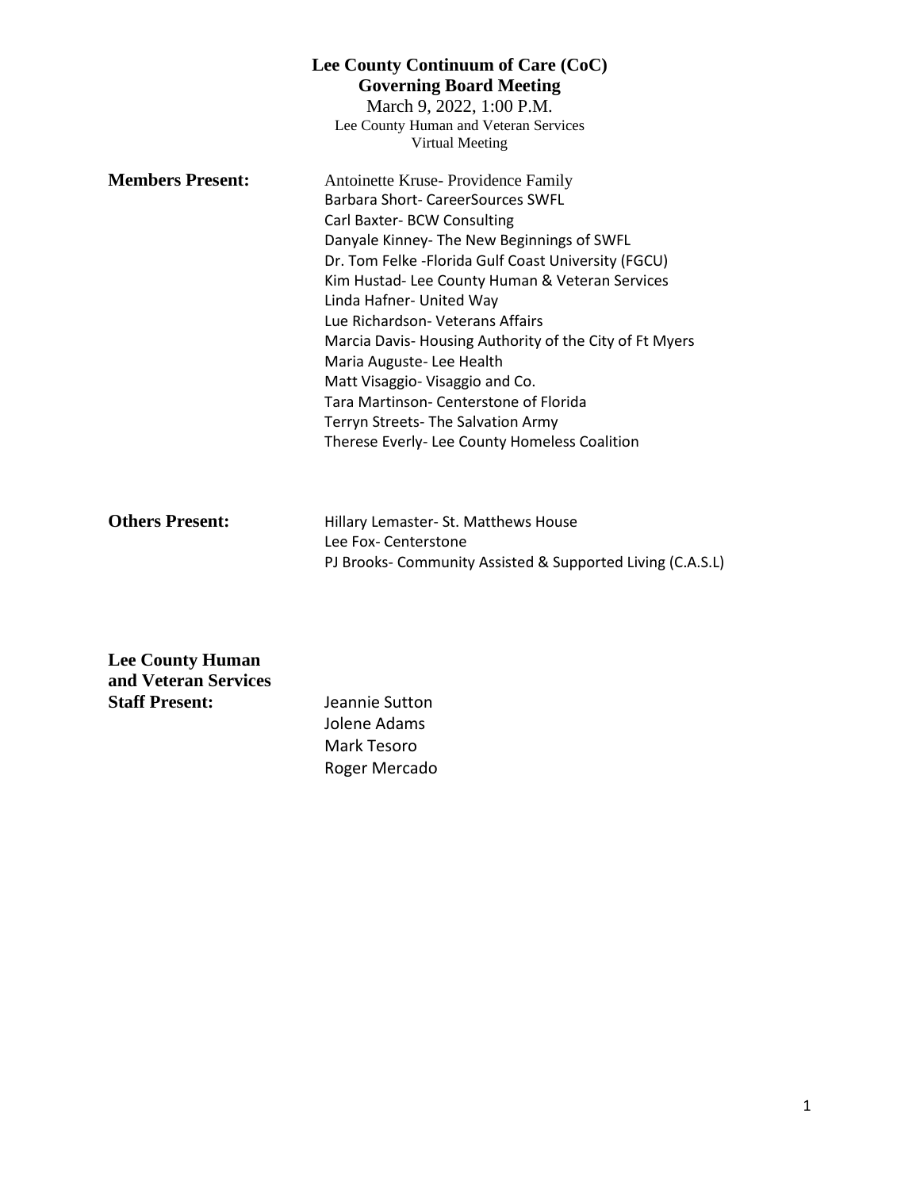# Lee County Continuum of Care (CoC)
## Governing Board Meeting

March 9, 2022, 1:00 P.M.
Lee County Human and Veteran Services
Virtual Meeting

**Members Present:**

Antoinette Kruse- Providence Family
Barbara Short- CareerSources SWFL
Carl Baxter- BCW Consulting
Danyale Kinney- The New Beginnings of SWFL
Dr. Tom Felke -Florida Gulf Coast University (FGCU)
Kim Hustad- Lee County Human & Veteran Services
Linda Hafner- United Way
Lue Richardson- Veterans Affairs
Marcia Davis- Housing Authority of the City of Ft Myers
Maria Auguste- Lee Health
Matt Visaggio- Visaggio and Co.
Tara Martinson- Centerstone of Florida
Terryn Streets- The Salvation Army
Therese Everly- Lee County Homeless Coalition

**Others Present:**

Hillary Lemaster- St. Matthews House
Lee Fox- Centerstone
PJ Brooks- Community Assisted & Supported Living (C.A.S.L)

**Lee County Human and Veteran Services Staff Present:**

Jeannie Sutton
Jolene Adams
Mark Tesoro
Roger Mercado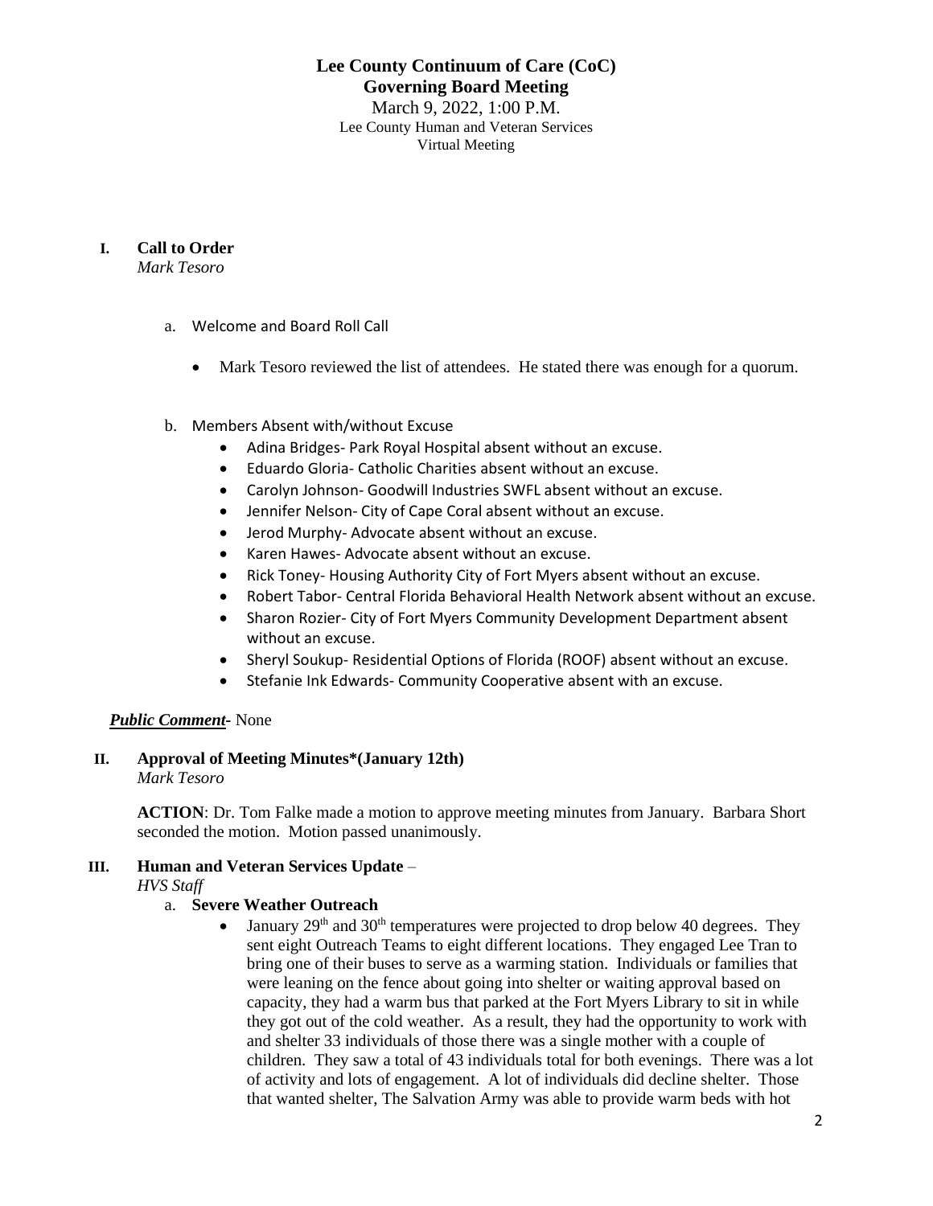# Lee County Continuum of Care (CoC)
## Governing Board Meeting

March 9, 2022, 1:00 P.M.
Lee County Human and Veteran Services
Virtual Meeting

**I. Call to Order**
*Mark Tesoro*

a. Welcome and Board Roll Call

- Mark Tesoro reviewed the list of attendees. He stated there was enough for a quorum.

b. Members Absent with/without Excuse

- Adina Bridges- Park Royal Hospital absent without an excuse.
- Eduardo Gloria- Catholic Charities absent without an excuse.
- Carolyn Johnson- Goodwill Industries SWFL absent without an excuse.
- Jennifer Nelson- City of Cape Coral absent without an excuse.
- Jerod Murphy- Advocate absent without an excuse.
- Karen Hawes- Advocate absent without an excuse.
- Rick Toney- Housing Authority City of Fort Myers absent without an excuse.
- Robert Tabor- Central Florida Behavioral Health Network absent without an excuse.
- Sharon Rozier- City of Fort Myers Community Development Department absent without an excuse.
- Sheryl Soukup- Residential Options of Florida (ROOF) absent without an excuse.
- Stefanie Ink Edwards- Community Cooperative absent with an excuse.

***Public Comment***- None

**II. Approval of Meeting Minutes\*(January 12th)**
*Mark Tesoro*

**ACTION**: Dr. Tom Falke made a motion to approve meeting minutes from January. Barbara Short seconded the motion. Motion passed unanimously.

**III. Human and Veteran Services Update** –
*HVS Staff*

a. **Severe Weather Outreach**

- January 29th and 30th temperatures were projected to drop below 40 degrees. They sent eight Outreach Teams to eight different locations. They engaged Lee Tran to bring one of their buses to serve as a warming station. Individuals or families that were leaning on the fence about going into shelter or waiting approval based on capacity, they had a warm bus that parked at the Fort Myers Library to sit in while they got out of the cold weather. As a result, they had the opportunity to work with and shelter 33 individuals of those there was a single mother with a couple of children. They saw a total of 43 individuals total for both evenings. There was a lot of activity and lots of engagement. A lot of individuals did decline shelter. Those that wanted shelter, The Salvation Army was able to provide warm beds with hot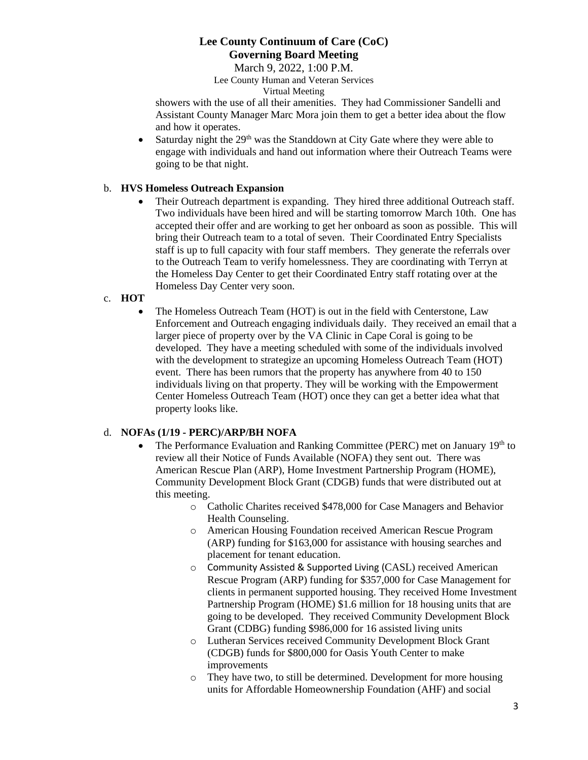showers with the use of all their amenities. They had Commissioner Sandelli and Assistant County Manager Marc Mora join them to get a better idea about the flow and how it operates.

- Saturday night the 29th was the Standdown at City Gate where they were able to engage with individuals and hand out information where their Outreach Teams were going to be that night.

b. **HVS Homeless Outreach Expansion**

- Their Outreach department is expanding. They hired three additional Outreach staff. Two individuals have been hired and will be starting tomorrow March 10th. One has accepted their offer and are working to get her onboard as soon as possible. This will bring their Outreach team to a total of seven. Their Coordinated Entry Specialists staff is up to full capacity with four staff members. They generate the referrals over to the Outreach Team to verify homelessness. They are coordinating with Terryn at the Homeless Day Center to get their Coordinated Entry staff rotating over at the Homeless Day Center very soon.

c. **HOT**

- The Homeless Outreach Team (HOT) is out in the field with Centerstone, Law Enforcement and Outreach engaging individuals daily. They received an email that a larger piece of property over by the VA Clinic in Cape Coral is going to be developed. They have a meeting scheduled with some of the individuals involved with the development to strategize an upcoming Homeless Outreach Team (HOT) event. There has been rumors that the property has anywhere from 40 to 150 individuals living on that property. They will be working with the Empowerment Center Homeless Outreach Team (HOT) once they can get a better idea what that property looks like.

d. **NOFAs (1/19 - PERC)/ARP/BH NOFA**

- The Performance Evaluation and Ranking Committee (PERC) met on January 19th to review all their Notice of Funds Available (NOFA) they sent out. There was American Rescue Plan (ARP), Home Investment Partnership Program (HOME), Community Development Block Grant (CDGB) funds that were distributed out at this meeting.
  - Catholic Charites received \$478,000 for Case Managers and Behavior Health Counseling.
  - American Housing Foundation received American Rescue Program (ARP) funding for \$163,000 for assistance with housing searches and placement for tenant education.
  - Community Assisted & Supported Living (CASL) received American Rescue Program (ARP) funding for \$357,000 for Case Management for clients in permanent supported housing. They received Home Investment Partnership Program (HOME) \$1.6 million for 18 housing units that are going to be developed. They received Community Development Block Grant (CDBG) funding \$986,000 for 16 assisted living units
  - Lutheran Services received Community Development Block Grant (CDGB) funds for \$800,000 for Oasis Youth Center to make improvements
  - They have two, to still be determined. Development for more housing units for Affordable Homeownership Foundation (AHF) and social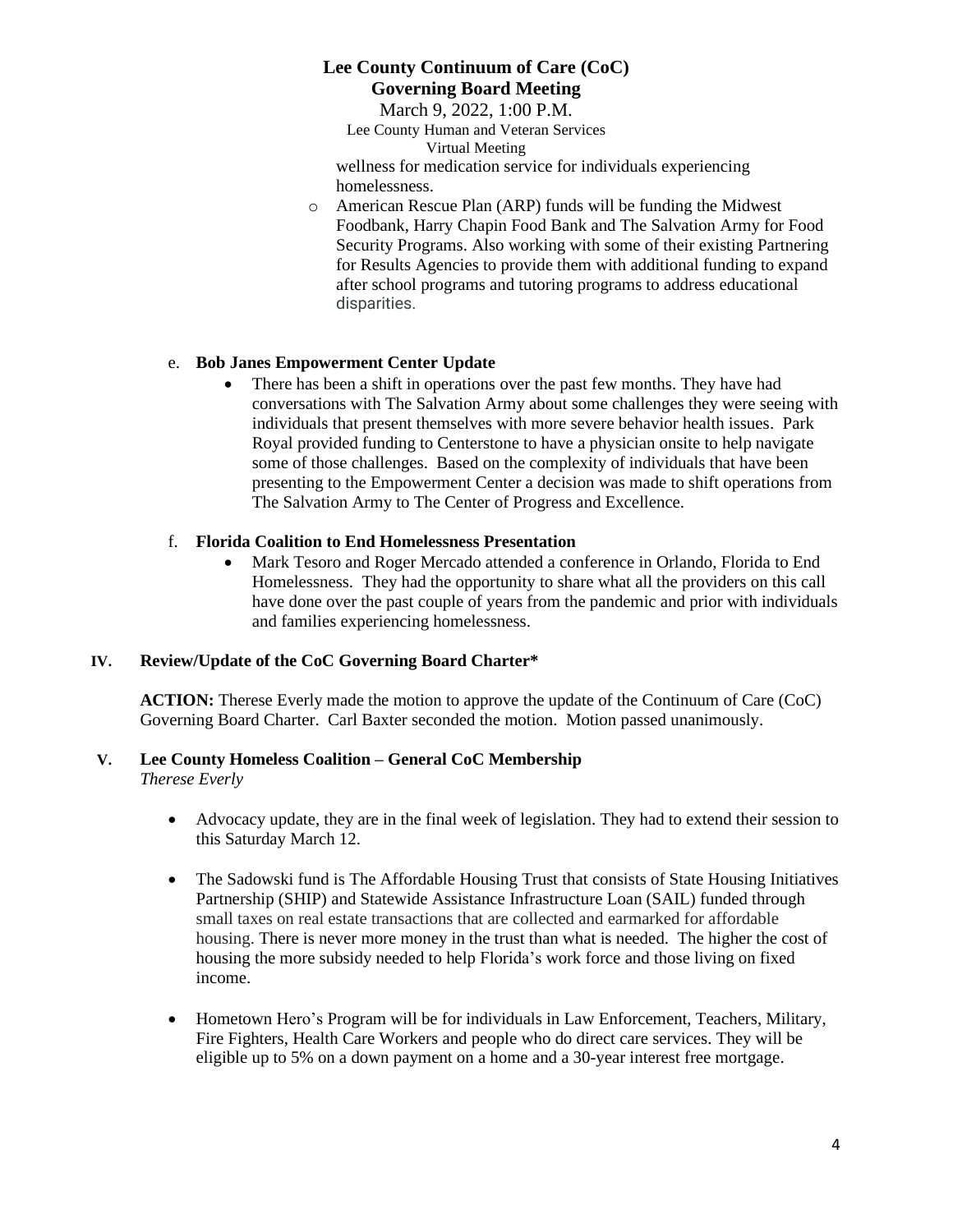wellness for medication service for individuals experiencing homelessness.

  - American Rescue Plan (ARP) funds will be funding the Midwest Foodbank, Harry Chapin Food Bank and The Salvation Army for Food Security Programs. Also working with some of their existing Partnering for Results Agencies to provide them with additional funding to expand after school programs and tutoring programs to address educational disparities.

e. **Bob Janes Empowerment Center Update**

   - There has been a shift in operations over the past few months. They have had conversations with The Salvation Army about some challenges they were seeing with individuals that present themselves with more severe behavior health issues. Park Royal provided funding to Centerstone to have a physician onsite to help navigate some of those challenges. Based on the complexity of individuals that have been presenting to the Empowerment Center a decision was made to shift operations from The Salvation Army to The Center of Progress and Excellence.

f. **Florida Coalition to End Homelessness Presentation**

   - Mark Tesoro and Roger Mercado attended a conference in Orlando, Florida to End Homelessness. They had the opportunity to share what all the providers on this call have done over the past couple of years from the pandemic and prior with individuals and families experiencing homelessness.

## IV. Review/Update of the CoC Governing Board Charter*

**ACTION:** Therese Everly made the motion to approve the update of the Continuum of Care (CoC) Governing Board Charter. Carl Baxter seconded the motion. Motion passed unanimously.

## V. Lee County Homeless Coalition – General CoC Membership

*Therese Everly*

- Advocacy update, they are in the final week of legislation. They had to extend their session to this Saturday March 12.

- The Sadowski fund is The Affordable Housing Trust that consists of State Housing Initiatives Partnership (SHIP) and Statewide Assistance Infrastructure Loan (SAIL) funded through small taxes on real estate transactions that are collected and earmarked for affordable housing. There is never more money in the trust than what is needed. The higher the cost of housing the more subsidy needed to help Florida's work force and those living on fixed income.

- Hometown Hero's Program will be for individuals in Law Enforcement, Teachers, Military, Fire Fighters, Health Care Workers and people who do direct care services. They will be eligible up to 5% on a down payment on a home and a 30-year interest free mortgage.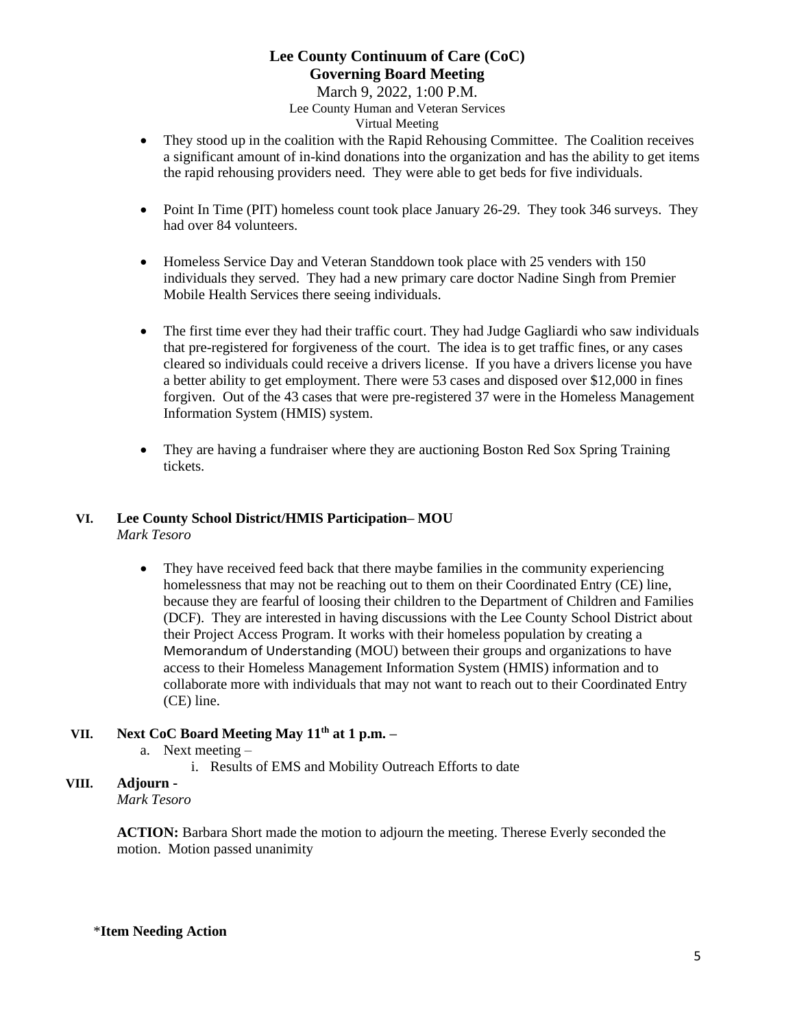- They stood up in the coalition with the Rapid Rehousing Committee. The Coalition receives a significant amount of in-kind donations into the organization and has the ability to get items the rapid rehousing providers need. They were able to get beds for five individuals.

- Point In Time (PIT) homeless count took place January 26-29. They took 346 surveys. They had over 84 volunteers.

- Homeless Service Day and Veteran Standdown took place with 25 venders with 150 individuals they served. They had a new primary care doctor Nadine Singh from Premier Mobile Health Services there seeing individuals.

- The first time ever they had their traffic court. They had Judge Gagliardi who saw individuals that pre-registered for forgiveness of the court. The idea is to get traffic fines, or any cases cleared so individuals could receive a drivers license. If you have a drivers license you have a better ability to get employment. There were 53 cases and disposed over $12,000 in fines forgiven. Out of the 43 cases that were pre-registered 37 were in the Homeless Management Information System (HMIS) system.

- They are having a fundraiser where they are auctioning Boston Red Sox Spring Training tickets.

## VI. Lee County School District/HMIS Participation– MOU

*Mark Tesoro*

- They have received feed back that there maybe families in the community experiencing homelessness that may not be reaching out to them on their Coordinated Entry (CE) line, because they are fearful of loosing their children to the Department of Children and Families (DCF). They are interested in having discussions with the Lee County School District about their Project Access Program. It works with their homeless population by creating a Memorandum of Understanding (MOU) between their groups and organizations to have access to their Homeless Management Information System (HMIS) information and to collaborate more with individuals that may not want to reach out to their Coordinated Entry (CE) line.

## VII. Next CoC Board Meeting May 11th at 1 p.m. –

a. Next meeting –
   i. Results of EMS and Mobility Outreach Efforts to date

## VIII. Adjourn -

*Mark Tesoro*

**ACTION:** Barbara Short made the motion to adjourn the meeting. Therese Everly seconded the motion. Motion passed unanimity

*__Item Needing Action__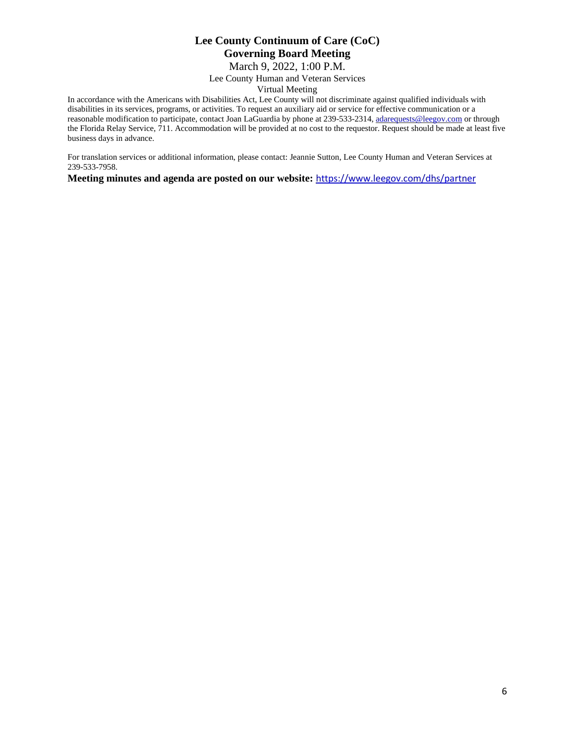# Lee County Continuum of Care (CoC)
# Governing Board Meeting

March 9, 2022, 1:00 P.M.

Lee County Human and Veteran Services

Virtual Meeting

In accordance with the Americans with Disabilities Act, Lee County will not discriminate against qualified individuals with disabilities in its services, programs, or activities. To request an auxiliary aid or service for effective communication or a reasonable modification to participate, contact Joan LaGuardia by phone at 239-533-2314, adarequests@leegov.com or through the Florida Relay Service, 711. Accommodation will be provided at no cost to the requestor. Request should be made at least five business days in advance.

For translation services or additional information, please contact: Jeannie Sutton, Lee County Human and Veteran Services at 239-533-7958.

**Meeting minutes and agenda are posted on our website:** https://www.leegov.com/dhs/partner